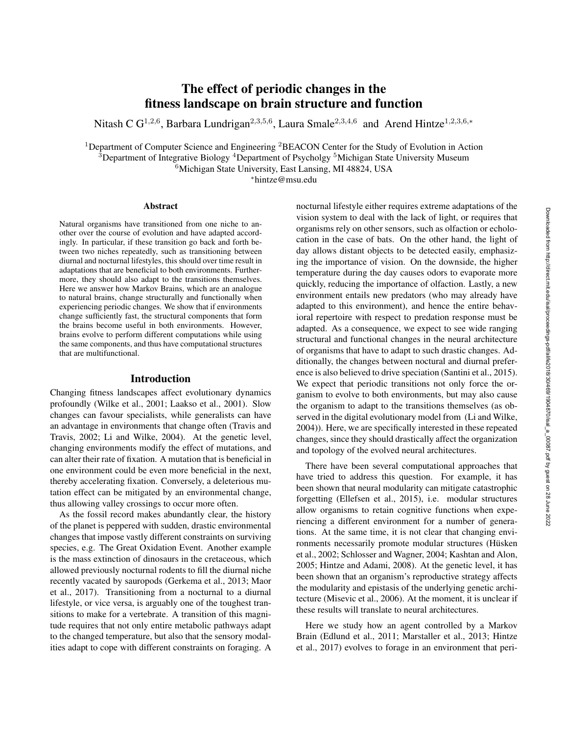# The effect of periodic changes in the fitness landscape on brain structure and function

Nitash C G[1,2,6], Barbara Lundrigan[2,3,5,6], Laura Smale[2,3,4,6] and Arend Hintze[1,2,3,6,*]

[1]Department of Computer Science and Engineering [2]BEACON Center for the Study of Evolution in Action
[3]Department of Integrative Biology [4]Department of Psycholgy [5]Michigan State University Museum
[6]Michigan State University, East Lansing, MI 48824, USA
[*]hintze@msu.edu

### Abstract

Natural organisms have transitioned from one niche to another over the course of evolution and have adapted accordingly. In particular, if these transition go back and forth between two niches repeatedly, such as transitioning between diurnal and nocturnal lifestyles, this should over time result in adaptations that are beneficial to both environments. Furthermore, they should also adapt to the transitions themselves. Here we answer how Markov Brains, which are an analogue to natural brains, change structurally and functionally when experiencing periodic changes. We show that if environments change sufficiently fast, the structural components that form the brains become useful in both environments. However, brains evolve to perform different computations while using the same components, and thus have computational structures that are multifunctional.

## Introduction

Changing fitness landscapes affect evolutionary dynamics profoundly (Wilke et al., 2001; Laakso et al., 2001). Slow changes can favour specialists, while generalists can have an advantage in environments that change often (Travis and Travis, 2002; Li and Wilke, 2004). At the genetic level, changing environments modify the effect of mutations, and can alter their rate of fixation. A mutation that is beneficial in one environment could be even more beneficial in the next, thereby accelerating fixation. Conversely, a deleterious mutation effect can be mitigated by an environmental change, thus allowing valley crossings to occur more often.

As the fossil record makes abundantly clear, the history of the planet is peppered with sudden, drastic environmental changes that impose vastly different constraints on surviving species, e.g. The Great Oxidation Event. Another example is the mass extinction of dinosaurs in the cretaceous, which allowed previously nocturnal rodents to fill the diurnal niche recently vacated by sauropods (Gerkema et al., 2013; Maor et al., 2017). Transitioning from a nocturnal to a diurnal lifestyle, or vice versa, is arguably one of the toughest transitions to make for a vertebrate. A transition of this magnitude requires that not only entire metabolic pathways adapt to the changed temperature, but also that the sensory modalities adapt to cope with different constraints on foraging. A nocturnal lifestyle either requires extreme adaptations of the vision system to deal with the lack of light, or requires that organisms rely on other sensors, such as olfaction or echolocation in the case of bats. On the other hand, the light of day allows distant objects to be detected easily, emphasizing the importance of vision. On the downside, the higher temperature during the day causes odors to evaporate more quickly, reducing the importance of olfaction. Lastly, a new environment entails new predators (who may already have adapted to this environment), and hence the entire behavioral repertoire with respect to predation response must be adapted. As a consequence, we expect to see wide ranging structural and functional changes in the neural architecture of organisms that have to adapt to such drastic changes. Additionally, the changes between noctural and diurnal preference is also believed to drive speciation (Santini et al., 2015). We expect that periodic transitions not only force the organism to evolve to both environments, but may also cause the organism to adapt to the transitions themselves (as observed in the digital evolutionary model from (Li and Wilke, 2004)). Here, we are specifically interested in these repeated changes, since they should drastically affect the organization and topology of the evolved neural architectures.

There have been several computational approaches that have tried to address this question. For example, it has been shown that neural modularity can mitigate catastrophic forgetting (Ellefsen et al., 2015), i.e. modular structures allow organisms to retain cognitive functions when experiencing a different environment for a number of generations. At the same time, it is not clear that changing environments necessarily promote modular structures (Hüsken et al., 2002; Schlosser and Wagner, 2004; Kashtan and Alon, 2005; Hintze and Adami, 2008). At the genetic level, it has been shown that an organism's reproductive strategy affects the modularity and epistasis of the underlying genetic architecture (Misevic et al., 2006). At the moment, it is unclear if these results will translate to neural architectures.

Here we study how an agent controlled by a Markov Brain (Edlund et al., 2011; Marstaller et al., 2013; Hintze et al., 2017) evolves to forage in an environment that peri-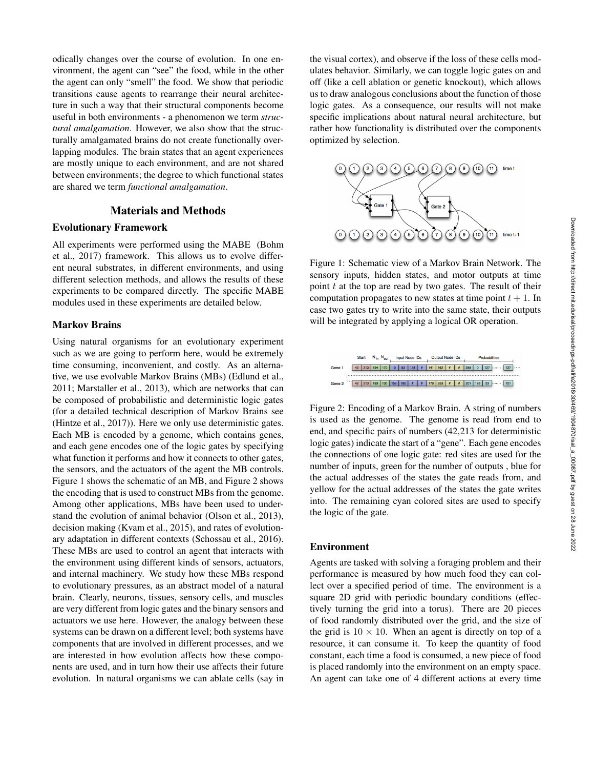odically changes over the course of evolution. In one environment, the agent can "see" the food, while in the other the agent can only "smell" the food. We show that periodic transitions cause agents to rearrange their neural architecture in such a way that their structural components become useful in both environments - a phenomenon we term *structural amalgamation*. However, we also show that the structurally amalgamated brains do not create functionally overlapping modules. The brain states that an agent experiences are mostly unique to each environment, and are not shared between environments; the degree to which functional states are shared we term *functional amalgamation*.

## Materials and Methods

### Evolutionary Framework

All experiments were performed using the MABE (Bohm et al., 2017) framework. This allows us to evolve different neural substrates, in different environments, and using different selection methods, and allows the results of these experiments to be compared directly. The specific MABE modules used in these experiments are detailed below.

### Markov Brains

Using natural organisms for an evolutionary experiment such as we are going to perform here, would be extremely time consuming, inconvenient, and costly. As an alternative, we use evolvable Markov Brains (MBs) (Edlund et al., 2011; Marstaller et al., 2013), which are networks that can be composed of probabilistic and deterministic logic gates (for a detailed technical description of Markov Brains see (Hintze et al., 2017)). Here we only use deterministic gates. Each MB is encoded by a genome, which contains genes, and each gene encodes one of the logic gates by specifying what function it performs and how it connects to other gates, the sensors, and the actuators of the agent the MB controls. Figure 1 shows the schematic of an MB, and Figure 2 shows the encoding that is used to construct MBs from the genome. Among other applications, MBs have been used to understand the evolution of animal behavior (Olson et al., 2013), decision making (Kvam et al., 2015), and rates of evolutionary adaptation in different contexts (Schossau et al., 2016). These MBs are used to control an agent that interacts with the environment using different kinds of sensors, actuators, and internal machinery. We study how these MBs respond to evolutionary pressures, as an abstract model of a natural brain. Clearly, neurons, tissues, sensory cells, and muscles are very different from logic gates and the binary sensors and actuators we use here. However, the analogy between these systems can be drawn on a different level; both systems have components that are involved in different processes, and we are interested in how evolution affects how these components are used, and in turn how their use affects their future evolution. In natural organisms we can ablate cells (say in the visual cortex), and observe if the loss of these cells modulates behavior. Similarly, we can toggle logic gates on and off (like a cell ablation or genetic knockout), which allows us to draw analogous conclusions about the function of those logic gates. As a consequence, our results will not make specific implications about natural neural architecture, but rather how functionality is distributed over the components optimized by selection.

Figure 1: Schematic view of a Markov Brain Network. The sensory inputs, hidden states, and motor outputs at time point $t$ at the top are read by two gates. The result of their computation propagates to new states at time point $t+1$. In case two gates try to write into the same state, their outputs will be integrated by applying a logical OR operation.

Figure 2: Encoding of a Markov Brain. A string of numbers is used as the genome. The genome is read from end to end, and specific pairs of numbers (42,213 for deterministic logic gates) indicate the start of a "gene". Each gene encodes the connections of one logic gate: red sites are used for the number of inputs, green for the number of outputs , blue for the actual addresses of the states the gate reads from, and yellow for the actual addresses of the states the gate writes into. The remaining cyan colored sites are used to specify the logic of the gate.

### Environment

Agents are tasked with solving a foraging problem and their performance is measured by how much food they can collect over a specified period of time. The environment is a square 2D grid with periodic boundary conditions (effectively turning the grid into a torus). There are 20 pieces of food randomly distributed over the grid, and the size of the grid is $10 \times 10$. When an agent is directly on top of a resource, it can consume it. To keep the quantity of food constant, each time a food is consumed, a new piece of food is placed randomly into the environment on an empty space. An agent can take one of 4 different actions at every time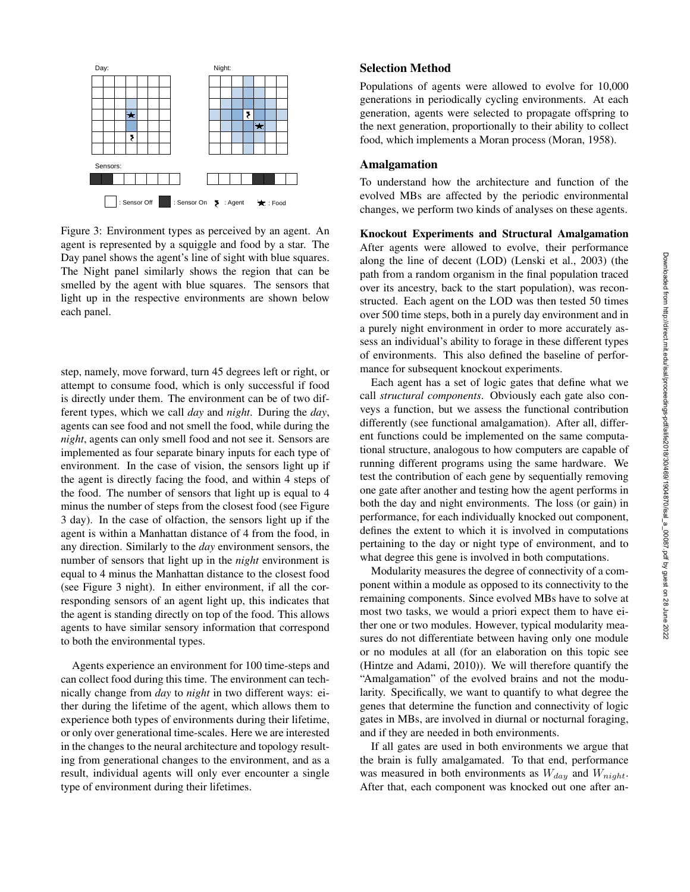Day:

Night:

Sensors:

: Sensor Off : Sensor On : Agent : Food

Figure 3: Environment types as perceived by an agent. An agent is represented by a squiggle and food by a star. The Day panel shows the agent's line of sight with blue squares. The Night panel similarly shows the region that can be smelled by the agent with blue squares. The sensors that light up in the respective environments are shown below each panel.

step, namely, move forward, turn 45 degrees left or right, or attempt to consume food, which is only successful if food is directly under them. The environment can be of two different types, which we call *day* and *night*. During the *day*, agents can see food and not smell the food, while during the *night*, agents can only smell food and not see it. Sensors are implemented as four separate binary inputs for each type of environment. In the case of vision, the sensors light up if the agent is directly facing the food, and within 4 steps of the food. The number of sensors that light up is equal to 4 minus the number of steps from the closest food (see Figure 3 day). In the case of olfaction, the sensors light up if the agent is within a Manhattan distance of 4 from the food, in any direction. Similarly to the *day* environment sensors, the number of sensors that light up in the *night* environment is equal to 4 minus the Manhattan distance to the closest food (see Figure 3 night). In either environment, if all the corresponding sensors of an agent light up, this indicates that the agent is standing directly on top of the food. This allows agents to have similar sensory information that correspond to both the environmental types.

Agents experience an environment for 100 time-steps and can collect food during this time. The environment can technically change from *day* to *night* in two different ways: either during the lifetime of the agent, which allows them to experience both types of environments during their lifetime, or only over generational time-scales. Here we are interested in the changes to the neural architecture and topology resulting from generational changes to the environment, and as a result, individual agents will only ever encounter a single type of environment during their lifetimes.

## Selection Method

Populations of agents were allowed to evolve for 10,000 generations in periodically cycling environments. At each generation, agents were selected to propagate offspring to the next generation, proportionally to their ability to collect food, which implements a Moran process (Moran, 1958).

## Amalgamation

To understand how the architecture and function of the evolved MBs are affected by the periodic environmental changes, we perform two kinds of analyses on these agents.

**Knockout Experiments and Structural Amalgamation** After agents were allowed to evolve, their performance along the line of decent (LOD) (Lenski et al., 2003) (the path from a random organism in the final population traced over its ancestry, back to the start population), was reconstructed. Each agent on the LOD was then tested 50 times over 500 time steps, both in a purely day environment and in a purely night environment in order to more accurately assess an individual's ability to forage in these different types of environments. This also defined the baseline of performance for subsequent knockout experiments.

Each agent has a set of logic gates that define what we call *structural components*. Obviously each gate also conveys a function, but we assess the functional contribution differently (see functional amalgamation). After all, different functions could be implemented on the same computational structure, analogous to how computers are capable of running different programs using the same hardware. We test the contribution of each gene by sequentially removing one gate after another and testing how the agent performs in both the day and night environments. The loss (or gain) in performance, for each individually knocked out component, defines the extent to which it is involved in computations pertaining to the day or night type of environment, and to what degree this gene is involved in both computations.

Modularity measures the degree of connectivity of a component within a module as opposed to its connectivity to the remaining components. Since evolved MBs have to solve at most two tasks, we would a priori expect them to have either one or two modules. However, typical modularity measures do not differentiate between having only one module or no modules at all (for an elaboration on this topic see (Hintze and Adami, 2010)). We will therefore quantify the "Amalgamation" of the evolved brains and not the modularity. Specifically, we want to quantify to what degree the genes that determine the function and connectivity of logic gates in MBs, are involved in diurnal or nocturnal foraging, and if they are needed in both environments.

If all gates are used in both environments we argue that the brain is fully amalgamated. To that end, performance was measured in both environments as $W_{day}$ and $W_{night}$. After that, each component was knocked out one after an-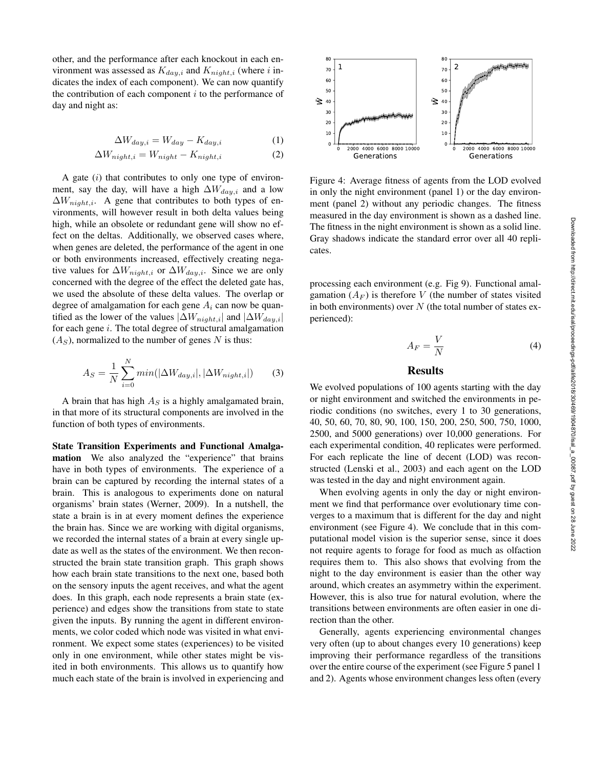other, and the performance after each knockout in each environment was assessed as $K_{day,i}$ and $K_{night,i}$ (where $i$ indicates the index of each component). We can now quantify the contribution of each component $i$ to the performance of day and night as:

$$\Delta W_{day,i} = W_{day} - K_{day,i} \tag{1}$$

$$\Delta W_{night,i} = W_{night} - K_{night,i} \tag{2}$$

A gate ($i$) that contributes to only one type of environment, say the day, will have a high $\Delta W_{day,i}$ and a low $\Delta W_{night,i}$. A gene that contributes to both types of environments, will however result in both delta values being high, while an obsolete or redundant gene will show no effect on the deltas. Additionally, we observed cases where, when genes are deleted, the performance of the agent in one or both environments increased, effectively creating negative values for $\Delta W_{night,i}$ or $\Delta W_{day,i}$. Since we are only concerned with the degree of the effect the deleted gate has, we used the absolute of these delta values. The overlap or degree of amalgamation for each gene $A_i$ can now be quantified as the lower of the values $|\Delta W_{night,i}|$ and $|\Delta W_{day,i}|$ for each gene $i$. The total degree of structural amalgamation ($A_S$), normalized to the number of genes $N$ is thus:

$$A_S = \frac{1}{N} \sum_{i=0}^{N} min(|\Delta W_{day,i}|, |\Delta W_{night,i}|) \tag{3}$$

A brain that has high $A_S$ is a highly amalgamated brain, in that more of its structural components are involved in the function of both types of environments.

**State Transition Experiments and Functional Amalgamation** We also analyzed the "experience" that brains have in both types of environments. The experience of a brain can be captured by recording the internal states of a brain. This is analogous to experiments done on natural organisms' brain states (Werner, 2009). In a nutshell, the state a brain is in at every moment defines the experience the brain has. Since we are working with digital organisms, we recorded the internal states of a brain at every single update as well as the states of the environment. We then reconstructed the brain state transition graph. This graph shows how each brain state transitions to the next one, based both on the sensory inputs the agent receives, and what the agent does. In this graph, each node represents a brain state (experience) and edges show the transitions from state to state given the inputs. By running the agent in different environments, we color coded which node was visited in what environment. We expect some states (experiences) to be visited only in one environment, while other states might be visited in both environments. This allows us to quantify how much each state of the brain is involved in experiencing and processing each environment (e.g. Fig 9). Functional amalgamation ($A_F$) is therefore $V$ (the number of states visited in both environments) over $N$ (the total number of states experienced):

$$A_F = \frac{V}{N} \tag{4}$$

Figure 4: Average fitness of agents from the LOD evolved in only the night environment (panel 1) or the day environment (panel 2) without any periodic changes. The fitness measured in the day environment is shown as a dashed line. The fitness in the night environment is shown as a solid line. Gray shadows indicate the standard error over all 40 replicates.

## Results

We evolved populations of 100 agents starting with the day or night environment and switched the environments in periodic conditions (no switches, every 1 to 30 generations, 40, 50, 60, 70, 80, 90, 100, 150, 200, 250, 500, 750, 1000, 2500, and 5000 generations) over 10,000 generations. For each experimental condition, 40 replicates were performed. For each replicate the line of decent (LOD) was reconstructed (Lenski et al., 2003) and each agent on the LOD was tested in the day and night environment again.

When evolving agents in only the day or night environment we find that performance over evolutionary time converges to a maximum that is different for the day and night environment (see Figure 4). We conclude that in this computational model vision is the superior sense, since it does not require agents to forage for food as much as olfaction requires them to. This also shows that evolving from the night to the day environment is easier than the other way around, which creates an asymmetry within the experiment. However, this is also true for natural evolution, where the transitions between environments are often easier in one direction than the other.

Generally, agents experiencing environmental changes very often (up to about changes every 10 generations) keep improving their performance regardless of the transitions over the entire course of the experiment (see Figure 5 panel 1 and 2). Agents whose environment changes less often (every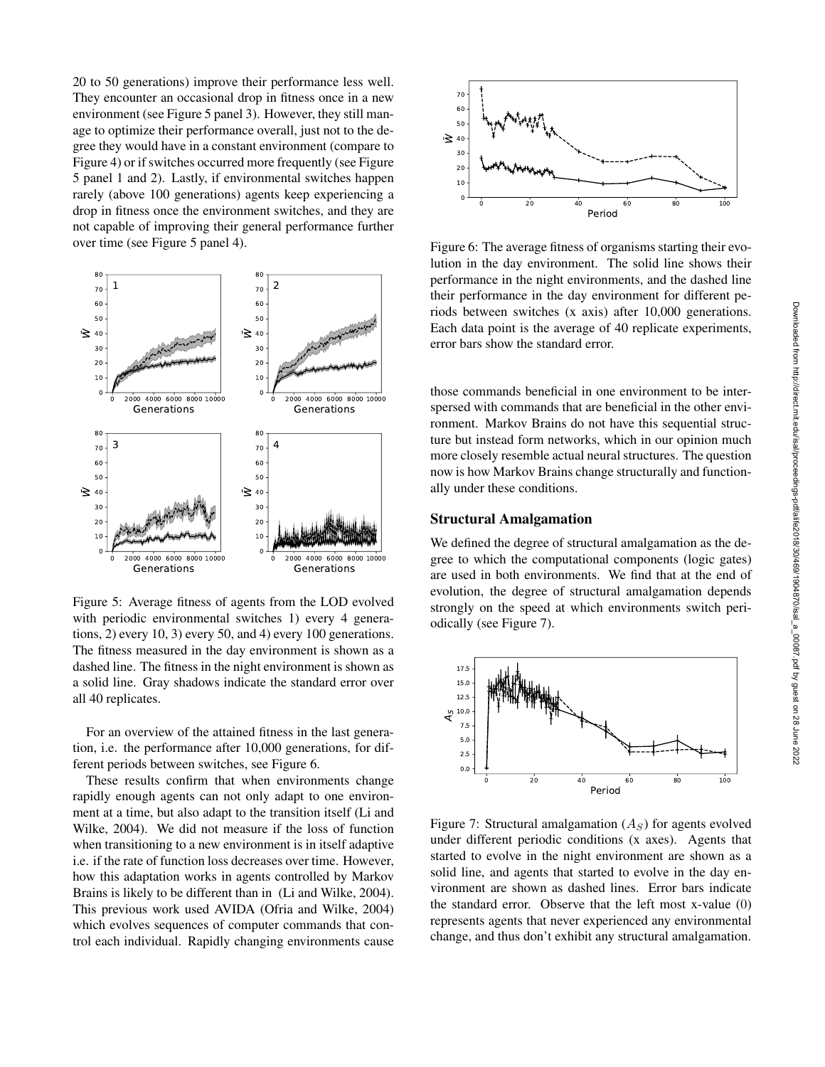20 to 50 generations) improve their performance less well. They encounter an occasional drop in fitness once in a new environment (see Figure 5 panel 3). However, they still manage to optimize their performance overall, just not to the degree they would have in a constant environment (compare to Figure 4) or if switches occurred more frequently (see Figure 5 panel 1 and 2). Lastly, if environmental switches happen rarely (above 100 generations) agents keep experiencing a drop in fitness once the environment switches, and they are not capable of improving their general performance further over time (see Figure 5 panel 4).

Figure 5: Average fitness of agents from the LOD evolved with periodic environmental switches 1) every 4 generations, 2) every 10, 3) every 50, and 4) every 100 generations. The fitness measured in the day environment is shown as a dashed line. The fitness in the night environment is shown as a solid line. Gray shadows indicate the standard error over all 40 replicates.

For an overview of the attained fitness in the last generation, i.e. the performance after 10,000 generations, for different periods between switches, see Figure 6.

These results confirm that when environments change rapidly enough agents can not only adapt to one environment at a time, but also adapt to the transition itself (Li and Wilke, 2004). We did not measure if the loss of function when transitioning to a new environment is in itself adaptive i.e. if the rate of function loss decreases over time. However, how this adaptation works in agents controlled by Markov Brains is likely to be different than in (Li and Wilke, 2004). This previous work used AVIDA (Ofria and Wilke, 2004) which evolves sequences of computer commands that control each individual. Rapidly changing environments cause those commands beneficial in one environment to be interspersed with commands that are beneficial in the other environment. Markov Brains do not have this sequential structure but instead form networks, which in our opinion much more closely resemble actual neural structures. The question now is how Markov Brains change structurally and functionally under these conditions.

Figure 6: The average fitness of organisms starting their evolution in the day environment. The solid line shows their performance in the night environments, and the dashed line their performance in the day environment for different periods between switches (x axis) after 10,000 generations. Each data point is the average of 40 replicate experiments, error bars show the standard error.

## Structural Amalgamation

We defined the degree of structural amalgamation as the degree to which the computational components (logic gates) are used in both environments. We find that at the end of evolution, the degree of structural amalgamation depends strongly on the speed at which environments switch periodically (see Figure 7).

Figure 7: Structural amalgamation ($A_S$) for agents evolved under different periodic conditions (x axes). Agents that started to evolve in the night environment are shown as a solid line, and agents that started to evolve in the day environment are shown as dashed lines. Error bars indicate the standard error. Observe that the left most x-value (0) represents agents that never experienced any environmental change, and thus don't exhibit any structural amalgamation.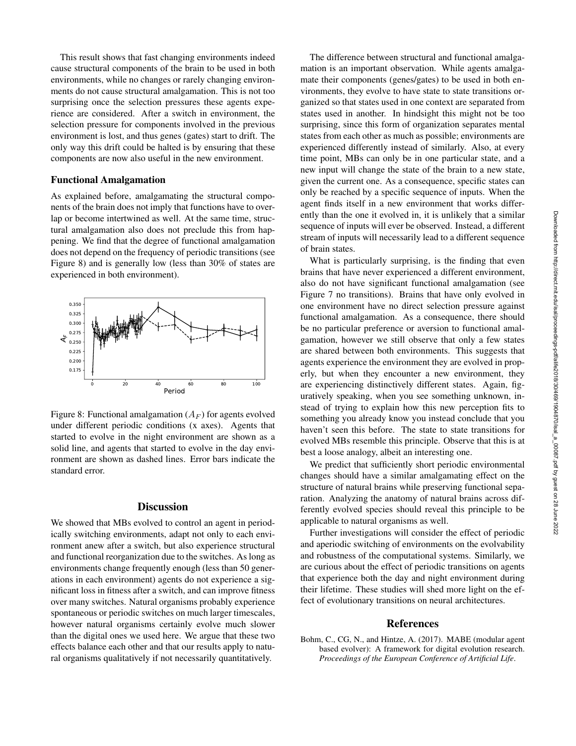This result shows that fast changing environments indeed cause structural components of the brain to be used in both environments, while no changes or rarely changing environments do not cause structural amalgamation. This is not too surprising once the selection pressures these agents experience are considered. After a switch in environment, the selection pressure for components involved in the previous environment is lost, and thus genes (gates) start to drift. The only way this drift could be halted is by ensuring that these components are now also useful in the new environment.

### Functional Amalgamation

As explained before, amalgamating the structural components of the brain does not imply that functions have to overlap or become intertwined as well. At the same time, structural amalgamation also does not preclude this from happening. We find that the degree of functional amalgamation does not depend on the frequency of periodic transitions (see Figure 8) and is generally low (less than 30% of states are experienced in both environment).

0.350
0.325
0.300
0.275
0.250
0.225
0.200
0.175
$A_F$
0
20
40
60
80
100
Period

Figure 8: Functional amalgamation ($A_F$) for agents evolved under different periodic conditions (x axes). Agents that started to evolve in the night environment are shown as a solid line, and agents that started to evolve in the day environment are shown as dashed lines. Error bars indicate the standard error.

## Discussion

We showed that MBs evolved to control an agent in periodically switching environments, adapt not only to each environment anew after a switch, but also experience structural and functional reorganization due to the switches. As long as environments change frequently enough (less than 50 generations in each environment) agents do not experience a significant loss in fitness after a switch, and can improve fitness over many switches. Natural organisms probably experience spontaneous or periodic switches on much larger timescales, however natural organisms certainly evolve much slower than the digital ones we used here. We argue that these two effects balance each other and that our results apply to natural organisms qualitatively if not necessarily quantitatively.

The difference between structural and functional amalgamation is an important observation. While agents amalgamate their components (genes/gates) to be used in both environments, they evolve to have state to state transitions organized so that states used in one context are separated from states used in another. In hindsight this might not be too surprising, since this form of organization separates mental states from each other as much as possible; environments are experienced differently instead of similarly. Also, at every time point, MBs can only be in one particular state, and a new input will change the state of the brain to a new state, given the current one. As a consequence, specific states can only be reached by a specific sequence of inputs. When the agent finds itself in a new environment that works differently than the one it evolved in, it is unlikely that a similar sequence of inputs will ever be observed. Instead, a different stream of inputs will necessarily lead to a different sequence of brain states.

What is particularly surprising, is the finding that even brains that have never experienced a different environment, also do not have significant functional amalgamation (see Figure 7 no transitions). Brains that have only evolved in one environment have no direct selection pressure against functional amalgamation. As a consequence, there should be no particular preference or aversion to functional amalgamation, however we still observe that only a few states are shared between both environments. This suggests that agents experience the environment they are evolved in properly, but when they encounter a new environment, they are experiencing distinctively different states. Again, figuratively speaking, when you see something unknown, instead of trying to explain how this new perception fits to something you already know you instead conclude that you haven't seen this before. The state to state transitions for evolved MBs resemble this principle. Observe that this is at best a loose analogy, albeit an interesting one.

We predict that sufficiently short periodic environmental changes should have a similar amalgamating effect on the structure of natural brains while preserving functional separation. Analyzing the anatomy of natural brains across differently evolved species should reveal this principle to be applicable to natural organisms as well.

Further investigations will consider the effect of periodic and aperiodic switching of environments on the evolvability and robustness of the computational systems. Similarly, we are curious about the effect of periodic transitions on agents that experience both the day and night environment during their lifetime. These studies will shed more light on the effect of evolutionary transitions on neural architectures.

## References

Bohm, C., CG, N., and Hintze, A. (2017). MABE (modular agent based evolver): A framework for digital evolution research. *Proceedings of the European Conference of Artificial Life*.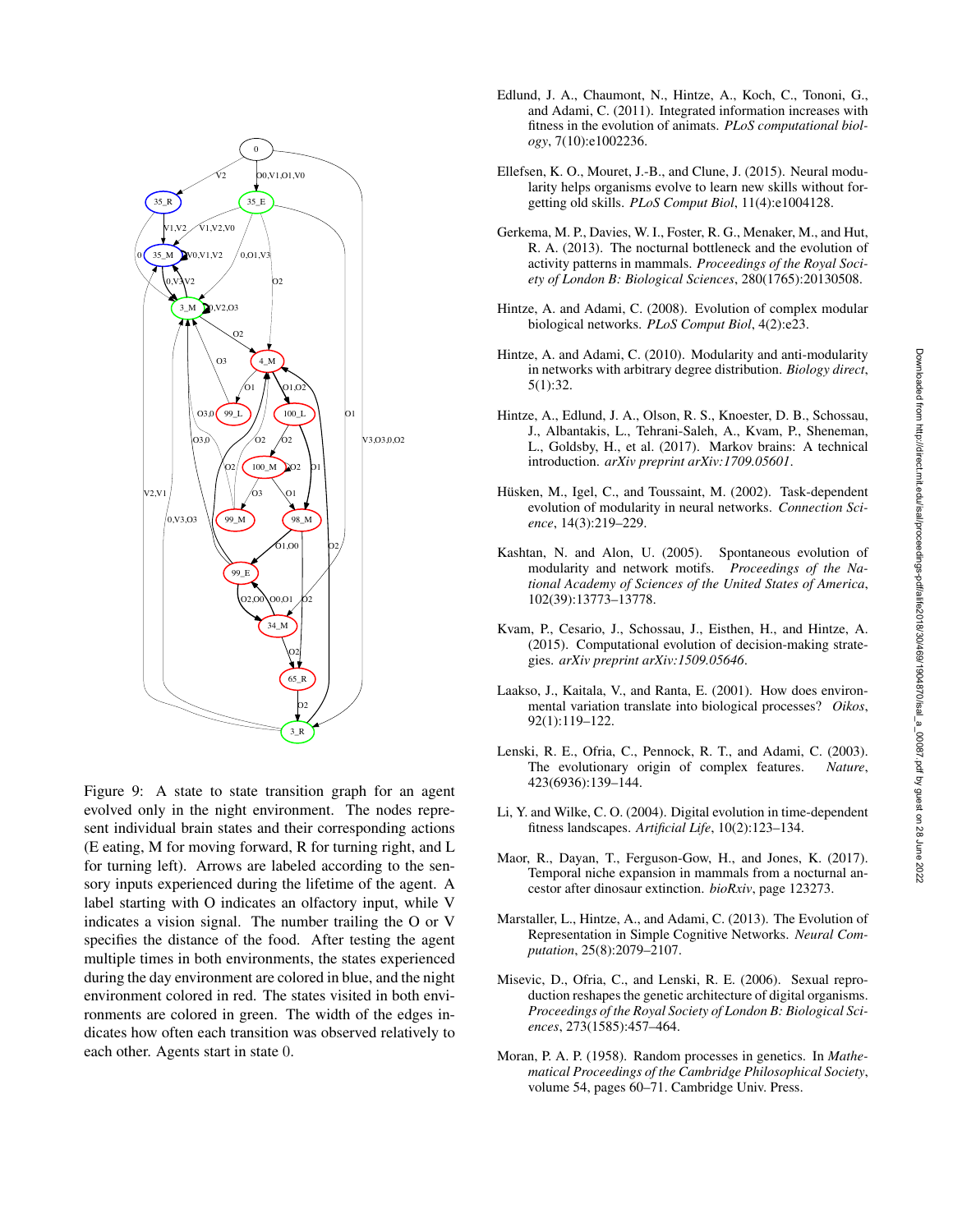Figure 9: A state to state transition graph for an agent evolved only in the night environment. The nodes represent individual brain states and their corresponding actions (E eating, M for moving forward, R for turning right, and L for turning left). Arrows are labeled according to the sensory inputs experienced during the lifetime of the agent. A label starting with O indicates an olfactory input, while V indicates a vision signal. The number trailing the O or V specifies the distance of the food. After testing the agent multiple times in both environments, the states experienced during the day environment are colored in blue, and the night environment colored in red. The states visited in both environments are colored in green. The width of the edges indicates how often each transition was observed relatively to each other. Agents start in state 0.

Edlund, J. A., Chaumont, N., Hintze, A., Koch, C., Tononi, G., and Adami, C. (2011). Integrated information increases with fitness in the evolution of animats. *PLoS computational biology*, 7(10):e1002236.

Ellefsen, K. O., Mouret, J.-B., and Clune, J. (2015). Neural modularity helps organisms evolve to learn new skills without forgetting old skills. *PLoS Comput Biol*, 11(4):e1004128.

Gerkema, M. P., Davies, W. I., Foster, R. G., Menaker, M., and Hut, R. A. (2013). The nocturnal bottleneck and the evolution of activity patterns in mammals. *Proceedings of the Royal Society of London B: Biological Sciences*, 280(1765):20130508.

Hintze, A. and Adami, C. (2008). Evolution of complex modular biological networks. *PLoS Comput Biol*, 4(2):e23.

Hintze, A. and Adami, C. (2010). Modularity and anti-modularity in networks with arbitrary degree distribution. *Biology direct*, 5(1):32.

Hintze, A., Edlund, J. A., Olson, R. S., Knoester, D. B., Schossau, J., Albantakis, L., Tehrani-Saleh, A., Kvam, P., Sheneman, L., Goldsby, H., et al. (2017). Markov brains: A technical introduction. *arXiv preprint arXiv:1709.05601*.

Hüsken, M., Igel, C., and Toussaint, M. (2002). Task-dependent evolution of modularity in neural networks. *Connection Science*, 14(3):219–229.

Kashtan, N. and Alon, U. (2005). Spontaneous evolution of modularity and network motifs. *Proceedings of the National Academy of Sciences of the United States of America*, 102(39):13773–13778.

Kvam, P., Cesario, J., Schossau, J., Eisthen, H., and Hintze, A. (2015). Computational evolution of decision-making strategies. *arXiv preprint arXiv:1509.05646*.

Laakso, J., Kaitala, V., and Ranta, E. (2001). How does environmental variation translate into biological processes? *Oikos*, 92(1):119–122.

Lenski, R. E., Ofria, C., Pennock, R. T., and Adami, C. (2003). The evolutionary origin of complex features. *Nature*, 423(6936):139–144.

Li, Y. and Wilke, C. O. (2004). Digital evolution in time-dependent fitness landscapes. *Artificial Life*, 10(2):123–134.

Maor, R., Dayan, T., Ferguson-Gow, H., and Jones, K. (2017). Temporal niche expansion in mammals from a nocturnal ancestor after dinosaur extinction. *bioRxiv*, page 123273.

Marstaller, L., Hintze, A., and Adami, C. (2013). The Evolution of Representation in Simple Cognitive Networks. *Neural Computation*, 25(8):2079–2107.

Misevic, D., Ofria, C., and Lenski, R. E. (2006). Sexual reproduction reshapes the genetic architecture of digital organisms. *Proceedings of the Royal Society of London B: Biological Sciences*, 273(1585):457–464.

Moran, P. A. P. (1958). Random processes in genetics. In *Mathematical Proceedings of the Cambridge Philosophical Society*, volume 54, pages 60–71. Cambridge Univ. Press.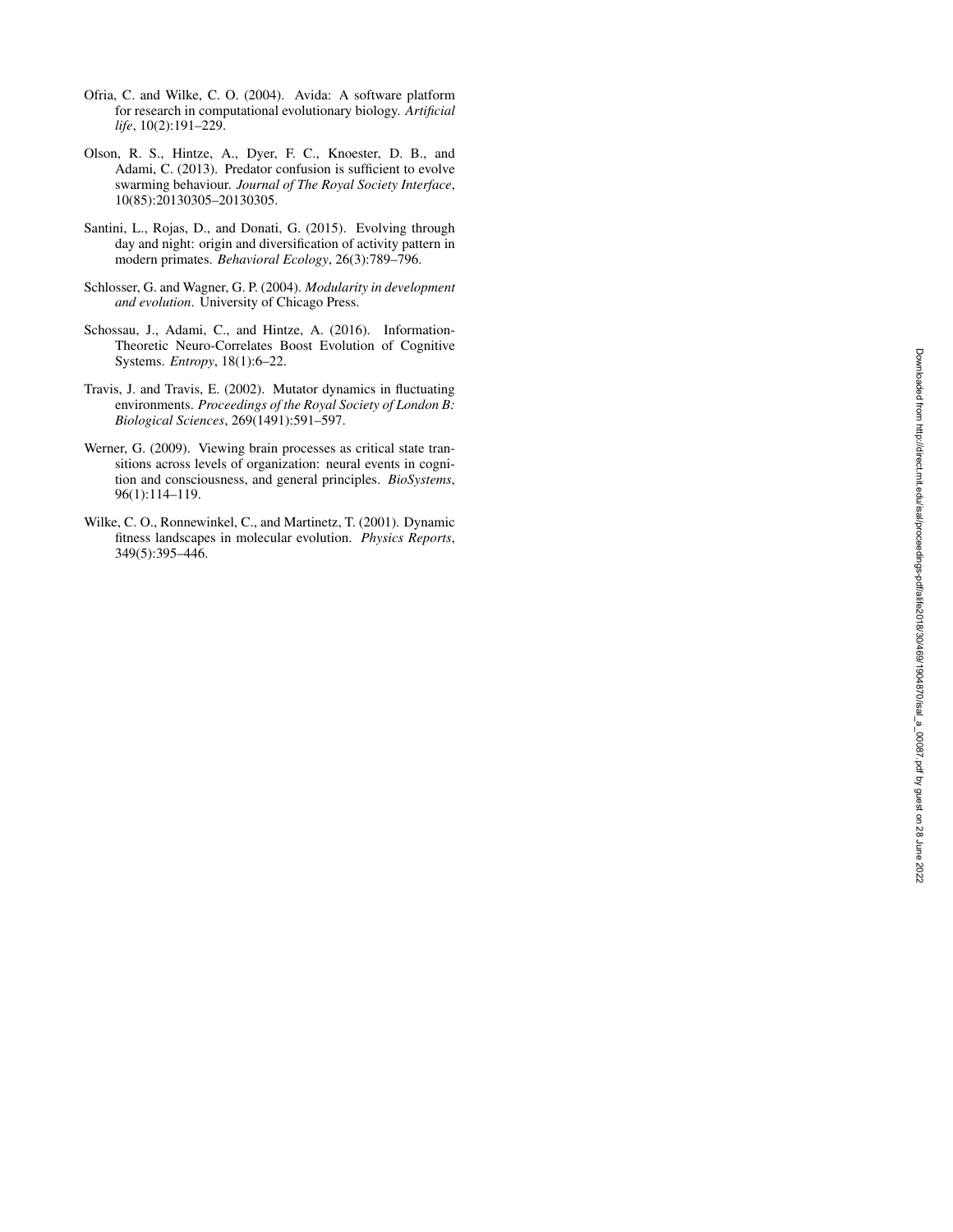Ofria, C. and Wilke, C. O. (2004). Avida: A software platform for research in computational evolutionary biology. *Artificial life*, 10(2):191–229.

Olson, R. S., Hintze, A., Dyer, F. C., Knoester, D. B., and Adami, C. (2013). Predator confusion is sufficient to evolve swarming behaviour. *Journal of The Royal Society Interface*, 10(85):20130305–20130305.

Santini, L., Rojas, D., and Donati, G. (2015). Evolving through day and night: origin and diversification of activity pattern in modern primates. *Behavioral Ecology*, 26(3):789–796.

Schlosser, G. and Wagner, G. P. (2004). *Modularity in development and evolution*. University of Chicago Press.

Schossau, J., Adami, C., and Hintze, A. (2016). Information-Theoretic Neuro-Correlates Boost Evolution of Cognitive Systems. *Entropy*, 18(1):6–22.

Travis, J. and Travis, E. (2002). Mutator dynamics in fluctuating environments. *Proceedings of the Royal Society of London B: Biological Sciences*, 269(1491):591–597.

Werner, G. (2009). Viewing brain processes as critical state transitions across levels of organization: neural events in cognition and consciousness, and general principles. *BioSystems*, 96(1):114–119.

Wilke, C. O., Ronnewinkel, C., and Martinetz, T. (2001). Dynamic fitness landscapes in molecular evolution. *Physics Reports*, 349(5):395–446.